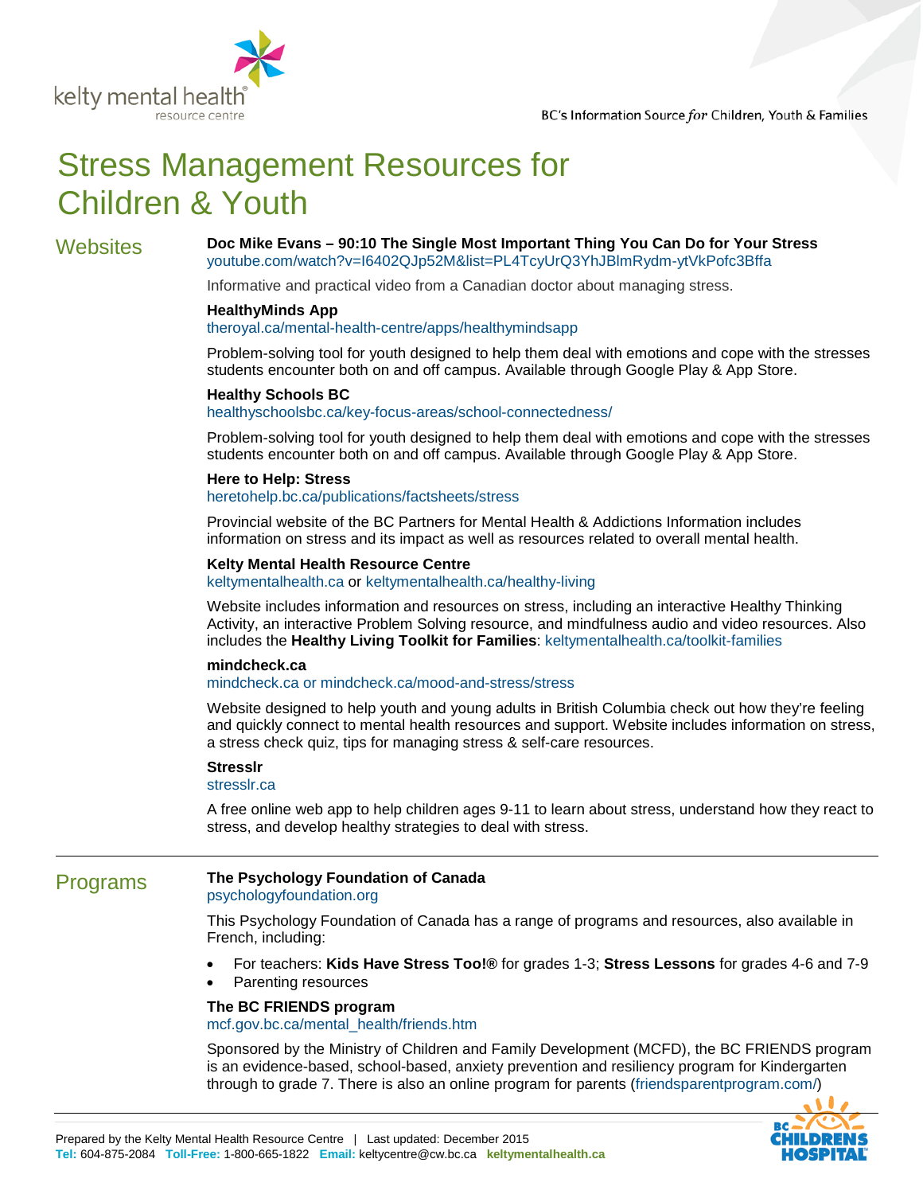kelty mental health resource centre

BC's Information Source *for* Children, Youth & Families

# Stress Management Resources for Children & Youth

## Websites

**Doc Mike Evans – 90:10 The Single Most Important Thing You Can Do for Your Stress**
youtube.com/watch?v=I6402QJp52M&list=PL4TcyUrQ3YhJBlmRydm-ytVkPofc3Bffa

Informative and practical video from a Canadian doctor about managing stress.

**HealthyMinds App**
theroyal.ca/mental-health-centre/apps/healthymindsapp

Problem-solving tool for youth designed to help them deal with emotions and cope with the stresses students encounter both on and off campus. Available through Google Play & App Store.

**Healthy Schools BC**
healthyschoolsbc.ca/key-focus-areas/school-connectedness/

Problem-solving tool for youth designed to help them deal with emotions and cope with the stresses students encounter both on and off campus. Available through Google Play & App Store.

**Here to Help: Stress**
heretohelp.bc.ca/publications/factsheets/stress

Provincial website of the BC Partners for Mental Health & Addictions Information includes information on stress and its impact as well as resources related to overall mental health.

**Kelty Mental Health Resource Centre**
keltymentalhealth.ca or keltymentalhealth.ca/healthy-living

Website includes information and resources on stress, including an interactive Healthy Thinking Activity, an interactive Problem Solving resource, and mindfulness audio and video resources. Also includes the **Healthy Living Toolkit for Families**: keltymentalhealth.ca/toolkit-families

**mindcheck.ca**
mindcheck.ca or mindcheck.ca/mood-and-stress/stress

Website designed to help youth and young adults in British Columbia check out how they're feeling and quickly connect to mental health resources and support. Website includes information on stress, a stress check quiz, tips for managing stress & self-care resources.

**Stresslr**
stresslr.ca

A free online web app to help children ages 9-11 to learn about stress, understand how they react to stress, and develop healthy strategies to deal with stress.

## Programs

**The Psychology Foundation of Canada**
psychologyfoundation.org

This Psychology Foundation of Canada has a range of programs and resources, also available in French, including:

- For teachers: **Kids Have Stress Too!®** for grades 1-3; **Stress Lessons** for grades 4-6 and 7-9
- Parenting resources

**The BC FRIENDS program**
mcf.gov.bc.ca/mental_health/friends.htm

Sponsored by the Ministry of Children and Family Development (MCFD), the BC FRIENDS program is an evidence-based, school-based, anxiety prevention and resiliency program for Kindergarten through to grade 7. There is also an online program for parents (friendsparentprogram.com/)

Prepared by the Kelty Mental Health Resource Centre | Last updated: December 2015
**Tel:** 604-875-2084 **Toll-Free:** 1-800-665-1822 **Email:** keltycentre@cw.bc.ca **keltymentalhealth.ca**

BC Children's Hospital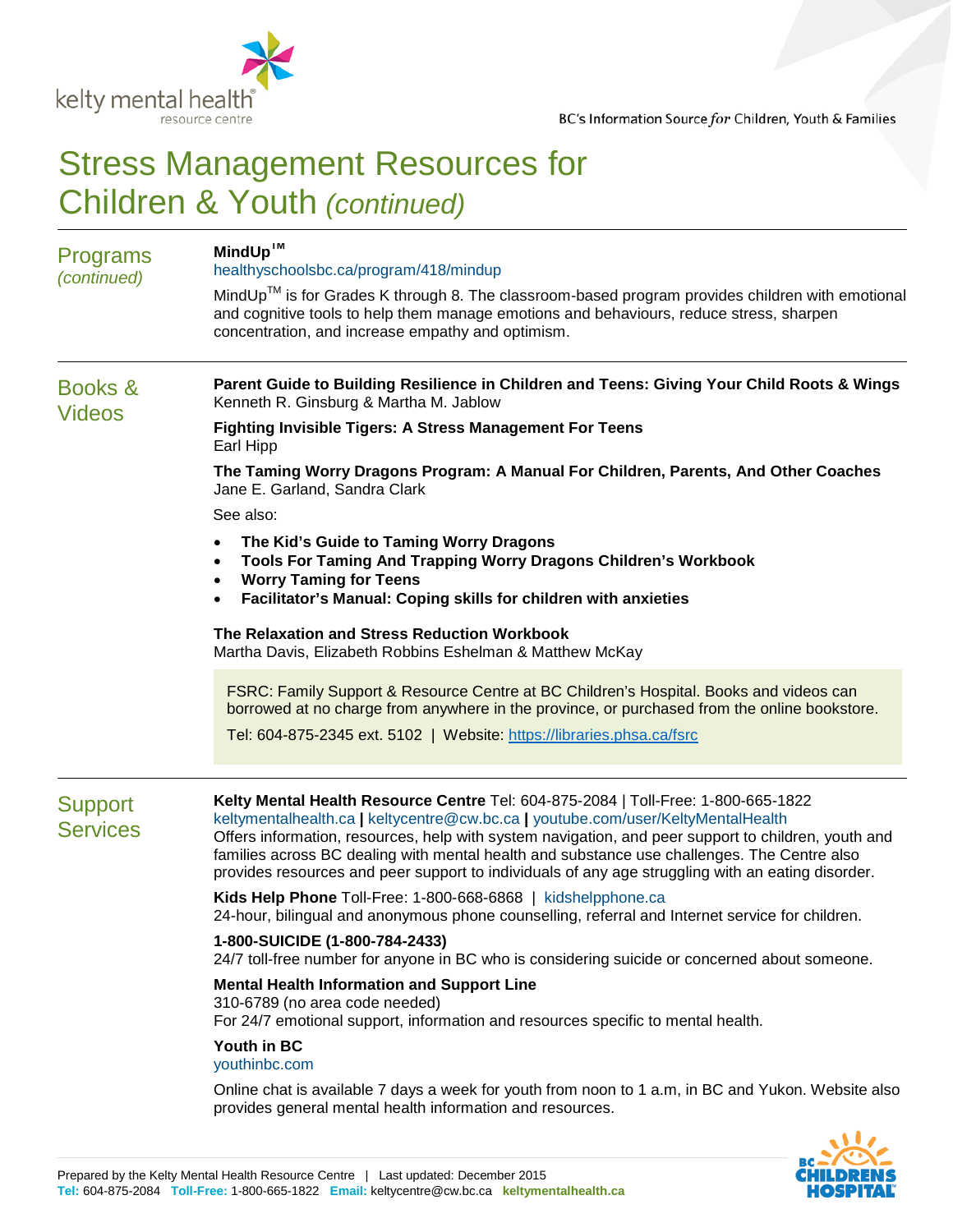# Stress Management Resources for Children & Youth *(continued)*

## Programs *(continued)*

**MindUp™**
healthyschoolsbc.ca/program/418/mindup

MindUp™ is for Grades K through 8. The classroom-based program provides children with emotional and cognitive tools to help them manage emotions and behaviours, reduce stress, sharpen concentration, and increase empathy and optimism.

## Books & Videos

**Parent Guide to Building Resilience in Children and Teens: Giving Your Child Roots & Wings**
Kenneth R. Ginsburg & Martha M. Jablow

**Fighting Invisible Tigers: A Stress Management For Teens**
Earl Hipp

**The Taming Worry Dragons Program: A Manual For Children, Parents, And Other Coaches**
Jane E. Garland, Sandra Clark

See also:

- **The Kid's Guide to Taming Worry Dragons**
- **Tools For Taming And Trapping Worry Dragons Children's Workbook**
- **Worry Taming for Teens**
- **Facilitator's Manual: Coping skills for children with anxieties**

**The Relaxation and Stress Reduction Workbook**
Martha Davis, Elizabeth Robbins Eshelman & Matthew McKay

FSRC: Family Support & Resource Centre at BC Children's Hospital. Books and videos can borrowed at no charge from anywhere in the province, or purchased from the online bookstore.

Tel: 604-875-2345 ext. 5102 | Website: https://libraries.phsa.ca/fsrc

## Support Services

**Kelty Mental Health Resource Centre** Tel: 604-875-2084 | Toll-Free: 1-800-665-1822
keltymentalhealth.ca **|** keltycentre@cw.bc.ca **|** youtube.com/user/KeltyMentalHealth
Offers information, resources, help with system navigation, and peer support to children, youth and families across BC dealing with mental health and substance use challenges. The Centre also provides resources and peer support to individuals of any age struggling with an eating disorder.

**Kids Help Phone** Toll-Free: 1-800-668-6868 | kidshelpphone.ca
24-hour, bilingual and anonymous phone counselling, referral and Internet service for children.

**1-800-SUICIDE (1-800-784-2433)**
24/7 toll-free number for anyone in BC who is considering suicide or concerned about someone.

**Mental Health Information and Support Line**
310-6789 (no area code needed)
For 24/7 emotional support, information and resources specific to mental health.

**Youth in BC**
youthinbc.com

Online chat is available 7 days a week for youth from noon to 1 a.m, in BC and Yukon. Website also provides general mental health information and resources.

Prepared by the Kelty Mental Health Resource Centre | Last updated: December 2015
**Tel:** 604-875-2084 **Toll-Free:** 1-800-665-1822 **Email:** keltycentre@cw.bc.ca **keltymentalhealth.ca**